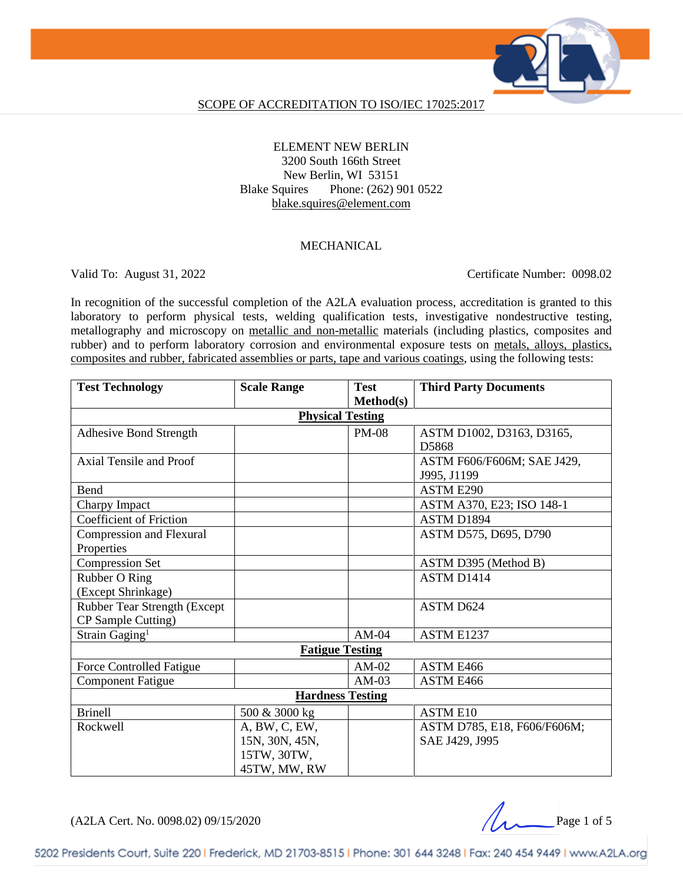SCOPE OF ACCREDITATION TO ISO/IEC 17025:2017

ELEMENT NEW BERLIN
3200 South 166th Street
New Berlin, WI 53151
Blake Squires Phone: (262) 901 0522
blake.squires@element.com

MECHANICAL

Valid To: August 31, 2022 Certificate Number: 0098.02

In recognition of the successful completion of the A2LA evaluation process, accreditation is granted to this laboratory to perform physical tests, welding qualification tests, investigative nondestructive testing, metallography and microscopy on metallic and non-metallic materials (including plastics, composites and rubber) and to perform laboratory corrosion and environmental exposure tests on metals, alloys, plastics, composites and rubber, fabricated assemblies or parts, tape and various coatings, using the following tests:

| Test Technology | Scale Range | Test Method(s) | Third Party Documents |
|---|---|---|---|
| **Physical Testing** | | | |
| Adhesive Bond Strength | | PM-08 | ASTM D1002, D3163, D3165, D5868 |
| Axial Tensile and Proof | | | ASTM F606/F606M; SAE J429, J995, J1199 |
| Bend | | | ASTM E290 |
| Charpy Impact | | | ASTM A370, E23; ISO 148-1 |
| Coefficient of Friction | | | ASTM D1894 |
| Compression and Flexural Properties | | | ASTM D575, D695, D790 |
| Compression Set | | | ASTM D395 (Method B) |
| Rubber O Ring (Except Shrinkage) | | | ASTM D1414 |
| Rubber Tear Strength (Except CP Sample Cutting) | | | ASTM D624 |
| Strain Gaging[1] | | AM-04 | ASTM E1237 |
| **Fatigue Testing** | | | |
| Force Controlled Fatigue | | AM-02 | ASTM E466 |
| Component Fatigue | | AM-03 | ASTM E466 |
| **Hardness Testing** | | | |
| Brinell | 500 & 3000 kg | | ASTM E10 |
| Rockwell | A, BW, C, EW, 15N, 30N, 45N, 15TW, 30TW, 45TW, MW, RW | | ASTM D785, E18, F606/F606M; SAE J429, J995 |

(A2LA Cert. No. 0098.02) 09/15/2020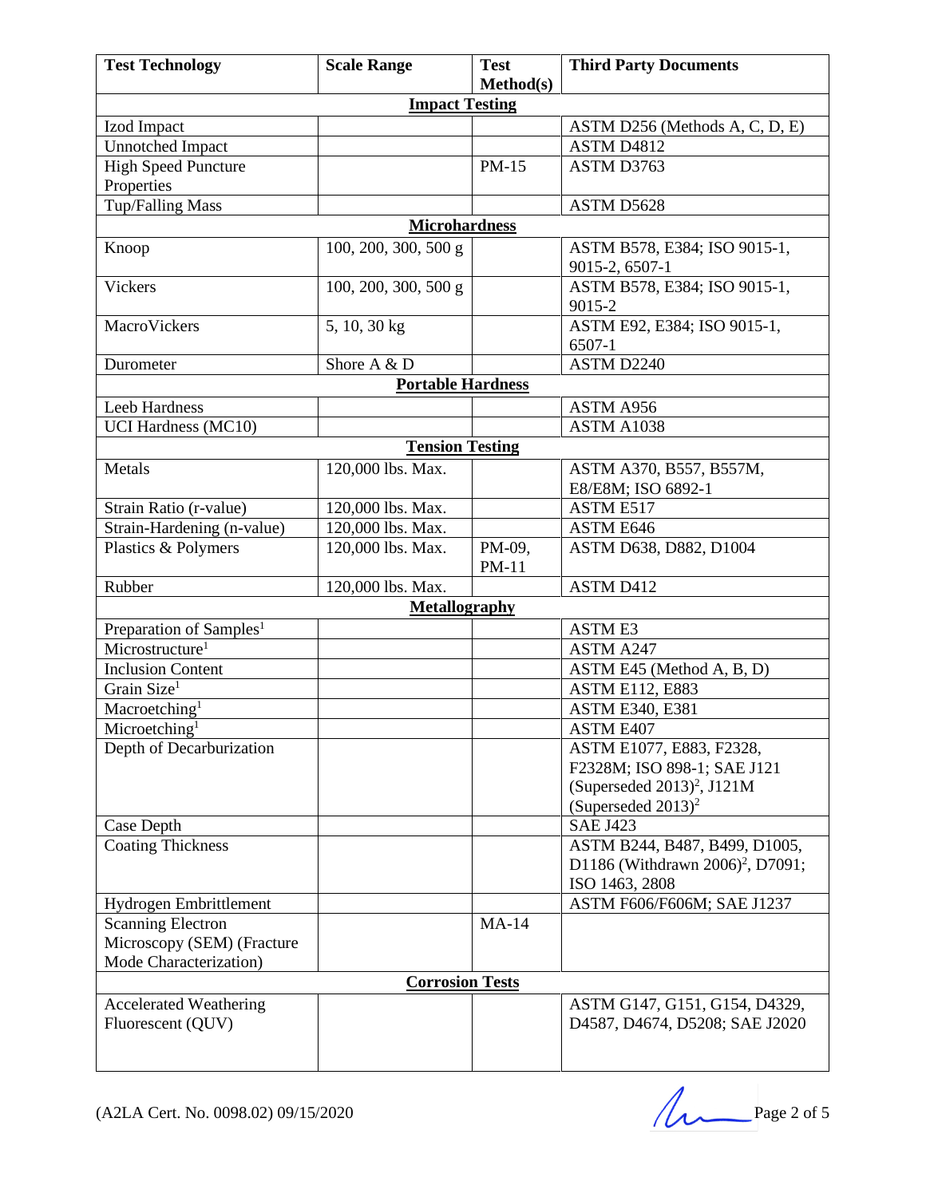| Test Technology | Scale Range | Test Method(s) | Third Party Documents |
|---|---|---|---|
| **Impact Testing** | | | |
| Izod Impact | | | ASTM D256 (Methods A, C, D, E) |
| Unnotched Impact | | | ASTM D4812 |
| High Speed Puncture Properties | | PM-15 | ASTM D3763 |
| Tup/Falling Mass | | | ASTM D5628 |
| **Microhardness** | | | |
| Knoop | 100, 200, 300, 500 g | | ASTM B578, E384; ISO 9015-1, 9015-2, 6507-1 |
| Vickers | 100, 200, 300, 500 g | | ASTM B578, E384; ISO 9015-1, 9015-2 |
| MacroVickers | 5, 10, 30 kg | | ASTM E92, E384; ISO 9015-1, 6507-1 |
| Durometer | Shore A & D | | ASTM D2240 |
| **Portable Hardness** | | | |
| Leeb Hardness | | | ASTM A956 |
| UCI Hardness (MC10) | | | ASTM A1038 |
| **Tension Testing** | | | |
| Metals | 120,000 lbs. Max. | | ASTM A370, B557, B557M, E8/E8M; ISO 6892-1 |
| Strain Ratio (r-value) | 120,000 lbs. Max. | | ASTM E517 |
| Strain-Hardening (n-value) | 120,000 lbs. Max. | | ASTM E646 |
| Plastics & Polymers | 120,000 lbs. Max. | PM-09, PM-11 | ASTM D638, D882, D1004 |
| Rubber | 120,000 lbs. Max. | | ASTM D412 |
| **Metallography** | | | |
| Preparation of Samples[1] | | | ASTM E3 |
| Microstructure[1] | | | ASTM A247 |
| Inclusion Content | | | ASTM E45 (Method A, B, D) |
| Grain Size[1] | | | ASTM E112, E883 |
| Macroetching[1] | | | ASTM E340, E381 |
| Microetching[1] | | | ASTM E407 |
| Depth of Decarburization | | | ASTM E1077, E883, F2328, F2328M; ISO 898-1; SAE J121 (Superseded 2013)[2], J121M (Superseded 2013)[2] |
| Case Depth | | | SAE J423 |
| Coating Thickness | | | ASTM B244, B487, B499, D1005, D1186 (Withdrawn 2006)[2], D7091; ISO 1463, 2808 |
| Hydrogen Embrittlement | | | ASTM F606/F606M; SAE J1237 |
| Scanning Electron Microscopy (SEM) (Fracture Mode Characterization) | | MA-14 | |
| **Corrosion Tests** | | | |
| Accelerated Weathering Fluorescent (QUV) | | | ASTM G147, G151, G154, D4329, D4587, D4674, D5208; SAE J2020 |

(A2LA Cert. No. 0098.02) 09/15/2020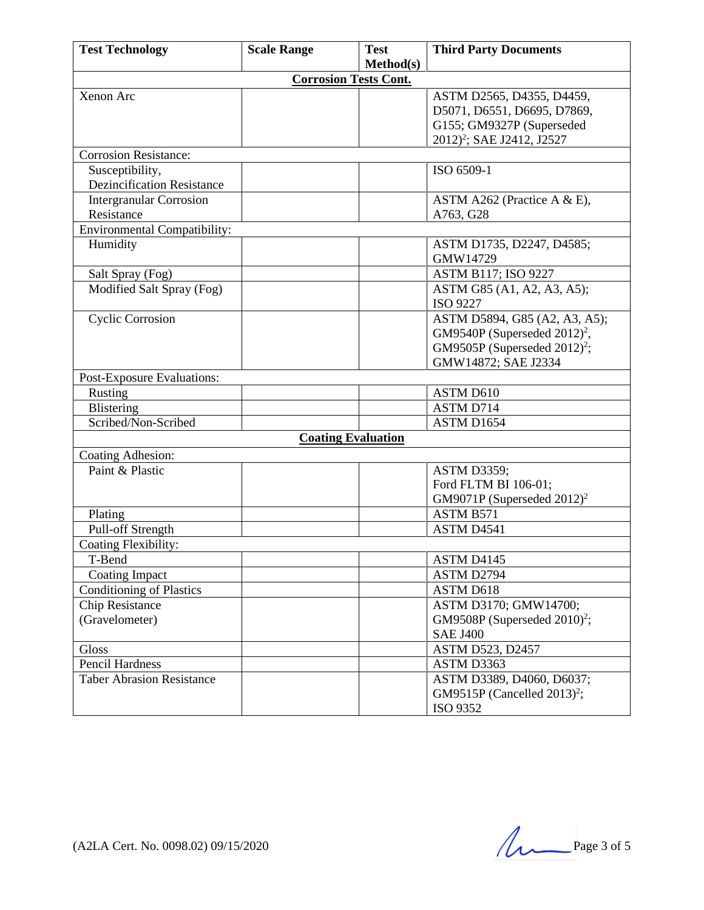| Test Technology | Scale Range | Test Method(s) | Third Party Documents |
|---|---|---|---|
| **Corrosion Tests Cont.** | | | |
| Xenon Arc | | | ASTM D2565, D4355, D4459, D5071, D6551, D6695, D7869, G155; GM9327P (Superseded 2012)[2]; SAE J2412, J2527 |
| Corrosion Resistance: | | | |
| Susceptibility, Dezincification Resistance | | | ISO 6509-1 |
| Intergranular Corrosion Resistance | | | ASTM A262 (Practice A & E), A763, G28 |
| Environmental Compatibility: | | | |
| Humidity | | | ASTM D1735, D2247, D4585; GMW14729 |
| Salt Spray (Fog) | | | ASTM B117; ISO 9227 |
| Modified Salt Spray (Fog) | | | ASTM G85 (A1, A2, A3, A5); ISO 9227 |
| Cyclic Corrosion | | | ASTM D5894, G85 (A2, A3, A5); GM9540P (Superseded 2012)[2], GM9505P (Superseded 2012)[2]; GMW14872; SAE J2334 |
| Post-Exposure Evaluations: | | | |
| Rusting | | | ASTM D610 |
| Blistering | | | ASTM D714 |
| Scribed/Non-Scribed | | | ASTM D1654 |
| **Coating Evaluation** | | | |
| Coating Adhesion: | | | |
| Paint & Plastic | | | ASTM D3359; Ford FLTM BI 106-01; GM9071P (Superseded 2012)[2] |
| Plating | | | ASTM B571 |
| Pull-off Strength | | | ASTM D4541 |
| Coating Flexibility: | | | |
| T-Bend | | | ASTM D4145 |
| Coating Impact | | | ASTM D2794 |
| Conditioning of Plastics | | | ASTM D618 |
| Chip Resistance (Gravelometer) | | | ASTM D3170; GMW14700; GM9508P (Superseded 2010)[2]; SAE J400 |
| Gloss | | | ASTM D523, D2457 |
| Pencil Hardness | | | ASTM D3363 |
| Taber Abrasion Resistance | | | ASTM D3389, D4060, D6037; GM9515P (Cancelled 2013)[2]; ISO 9352 |

(A2LA Cert. No. 0098.02) 09/15/2020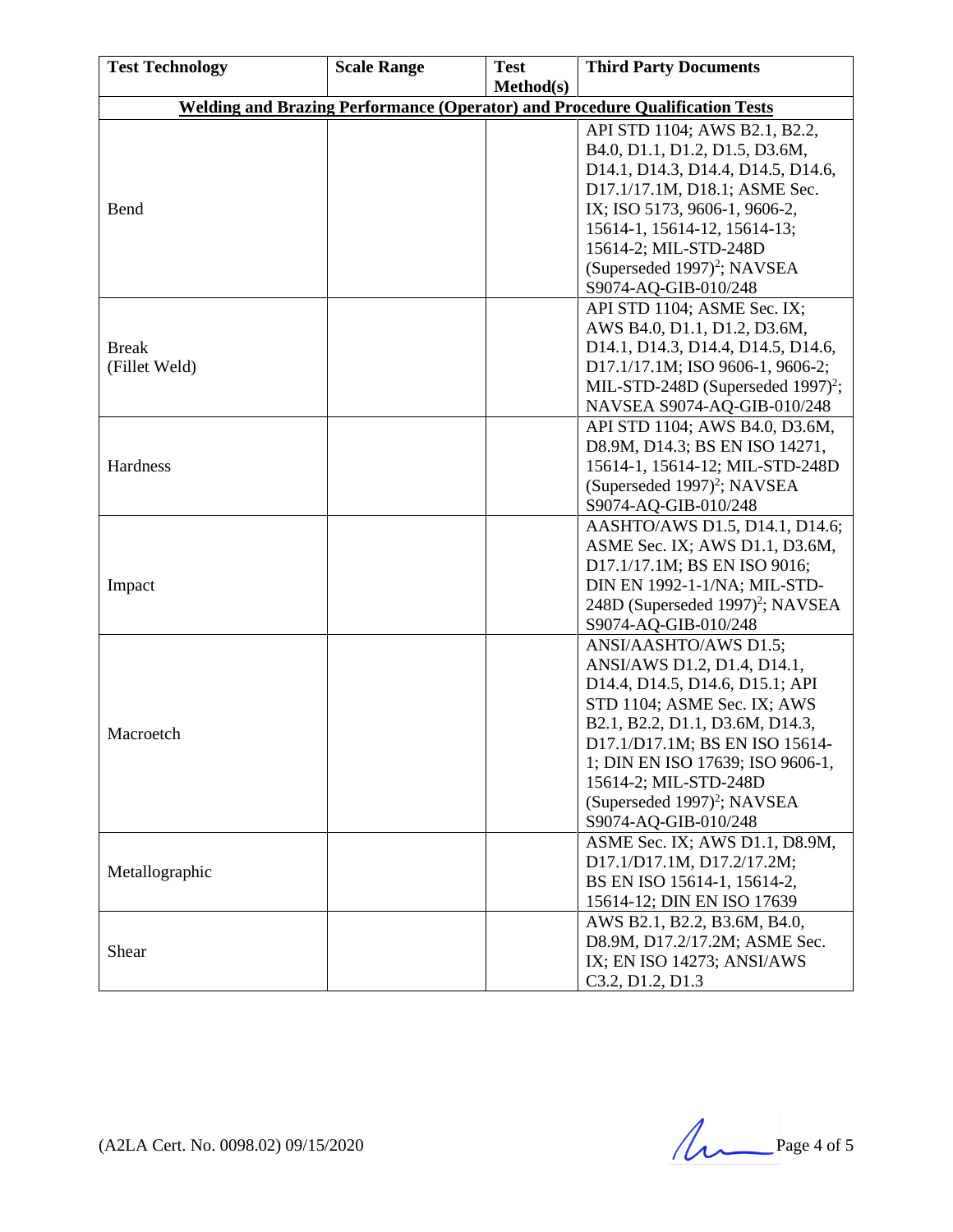| Test Technology | Scale Range | Test Method(s) | Third Party Documents |
|---|---|---|---|
| **Welding and Brazing Performance (Operator) and Procedure Qualification Tests** | | | |
| Bend | | | API STD 1104; AWS B2.1, B2.2, B4.0, D1.1, D1.2, D1.5, D3.6M, D14.1, D14.3, D14.4, D14.5, D14.6, D17.1/17.1M, D18.1; ASME Sec. IX; ISO 5173, 9606-1, 9606-2, 15614-1, 15614-12, 15614-13; 15614-2; MIL-STD-248D (Superseded 1997)[2]; NAVSEA S9074-AQ-GIB-010/248 |
| Break (Fillet Weld) | | | API STD 1104; ASME Sec. IX; AWS B4.0, D1.1, D1.2, D3.6M, D14.1, D14.3, D14.4, D14.5, D14.6, D17.1/17.1M; ISO 9606-1, 9606-2; MIL-STD-248D (Superseded 1997)[2]; NAVSEA S9074-AQ-GIB-010/248 |
| Hardness | | | API STD 1104; AWS B4.0, D3.6M, D8.9M, D14.3; BS EN ISO 14271, 15614-1, 15614-12; MIL-STD-248D (Superseded 1997)[2]; NAVSEA S9074-AQ-GIB-010/248 |
| Impact | | | AASHTO/AWS D1.5, D14.1, D14.6; ASME Sec. IX; AWS D1.1, D3.6M, D17.1/17.1M; BS EN ISO 9016; DIN EN 1992-1-1/NA; MIL-STD-248D (Superseded 1997)[2]; NAVSEA S9074-AQ-GIB-010/248 |
| Macroetch | | | ANSI/AASHTO/AWS D1.5; ANSI/AWS D1.2, D1.4, D14.1, D14.4, D14.5, D14.6, D15.1; API STD 1104; ASME Sec. IX; AWS B2.1, B2.2, D1.1, D3.6M, D14.3, D17.1/D17.1M; BS EN ISO 15614-1; DIN EN ISO 17639; ISO 9606-1, 15614-2; MIL-STD-248D (Superseded 1997)[2]; NAVSEA S9074-AQ-GIB-010/248 |
| Metallographic | | | ASME Sec. IX; AWS D1.1, D8.9M, D17.1/D17.1M, D17.2/17.2M; BS EN ISO 15614-1, 15614-2, 15614-12; DIN EN ISO 17639 |
| Shear | | | AWS B2.1, B2.2, B3.6M, B4.0, D8.9M, D17.2/17.2M; ASME Sec. IX; EN ISO 14273; ANSI/AWS C3.2, D1.2, D1.3 |

(A2LA Cert. No. 0098.02) 09/15/2020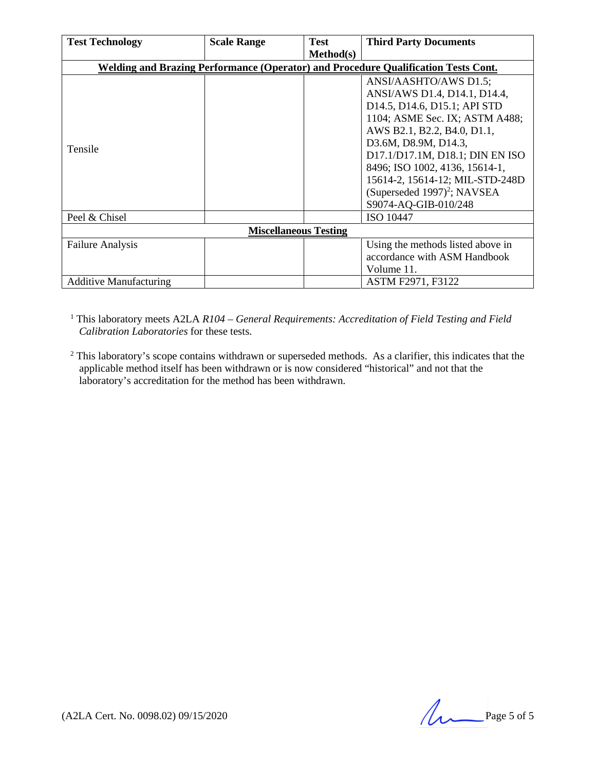| Test Technology | Scale Range | Test Method(s) | Third Party Documents |
|---|---|---|---|
| **Welding and Brazing Performance (Operator) and Procedure Qualification Tests Cont.** | | | |
| Tensile | | | ANSI/AASHTO/AWS D1.5; ANSI/AWS D1.4, D14.1, D14.4, D14.5, D14.6, D15.1; API STD 1104; ASME Sec. IX; ASTM A488; AWS B2.1, B2.2, B4.0, D1.1, D3.6M, D8.9M, D14.3, D17.1/D17.1M, D18.1; DIN EN ISO 8496; ISO 1002, 4136, 15614-1, 15614-2, 15614-12; MIL-STD-248D (Superseded 1997)[2]; NAVSEA S9074-AQ-GIB-010/248 |
| Peel & Chisel | | | ISO 10447 |
| **Miscellaneous Testing** | | | |
| Failure Analysis | | | Using the methods listed above in accordance with ASM Handbook Volume 11. |
| Additive Manufacturing | | | ASTM F2971, F3122 |

[1] This laboratory meets A2LA *R104 – General Requirements: Accreditation of Field Testing and Field Calibration Laboratories* for these tests.

[2] This laboratory's scope contains withdrawn or superseded methods. As a clarifier, this indicates that the applicable method itself has been withdrawn or is now considered "historical" and not that the laboratory's accreditation for the method has been withdrawn.

(A2LA Cert. No. 0098.02) 09/15/2020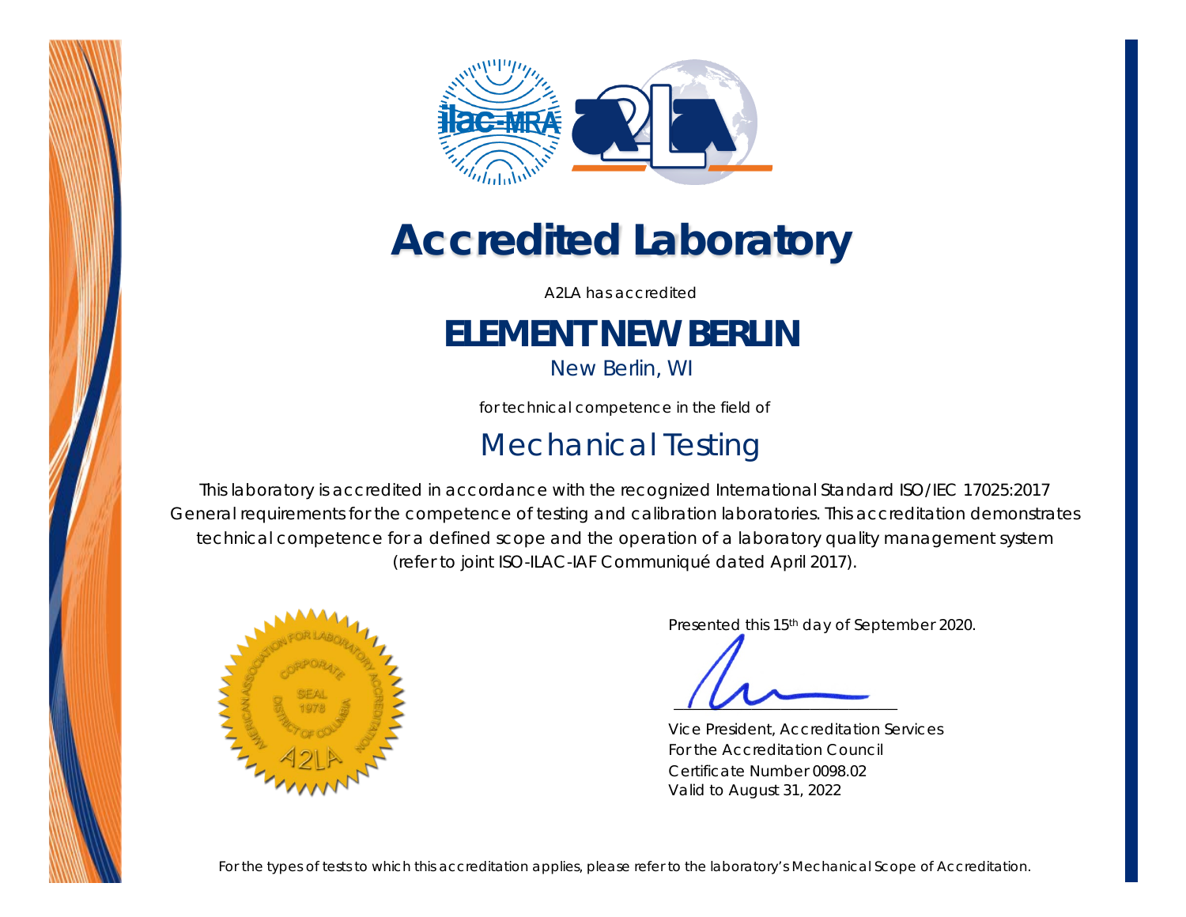# Accredited Laboratory

A2LA has accredited

## ELEMENT NEW BERLIN

New Berlin, WI

for technical competence in the field of

## Mechanical Testing

This laboratory is accredited in accordance with the recognized International Standard ISO/IEC 17025:2017 General requirements for the competence of testing and calibration laboratories. This accreditation demonstrates technical competence for a defined scope and the operation of a laboratory quality management system (refer to joint ISO-ILAC-IAF Communiqué dated April 2017).

Presented this 15th day of September 2020.

Vice President, Accreditation Services
For the Accreditation Council
Certificate Number 0098.02
Valid to August 31, 2022

For the types of tests to which this accreditation applies, please refer to the laboratory's Mechanical Scope of Accreditation.